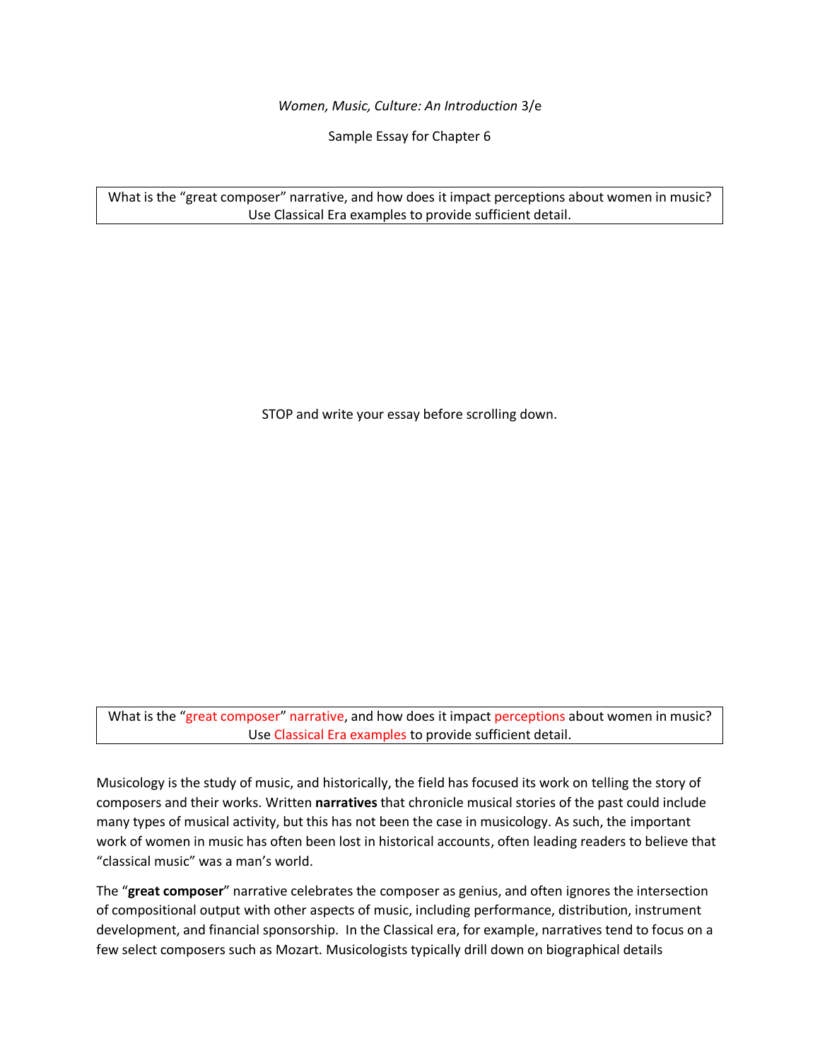*Women, Music, Culture: An Introduction* 3/e

Sample Essay for Chapter 6

> What is the "great composer" narrative, and how does it impact perceptions about women in music? Use Classical Era examples to provide sufficient detail.

STOP and write your essay before scrolling down.

> What is the "great composer" narrative, and how does it impact perceptions about women in music? Use Classical Era examples to provide sufficient detail.

Musicology is the study of music, and historically, the field has focused its work on telling the story of composers and their works. Written **narratives** that chronicle musical stories of the past could include many types of musical activity, but this has not been the case in musicology. As such, the important work of women in music has often been lost in historical accounts, often leading readers to believe that "classical music" was a man's world.

The "**great composer**" narrative celebrates the composer as genius, and often ignores the intersection of compositional output with other aspects of music, including performance, distribution, instrument development, and financial sponsorship. In the Classical era, for example, narratives tend to focus on a few select composers such as Mozart. Musicologists typically drill down on biographical details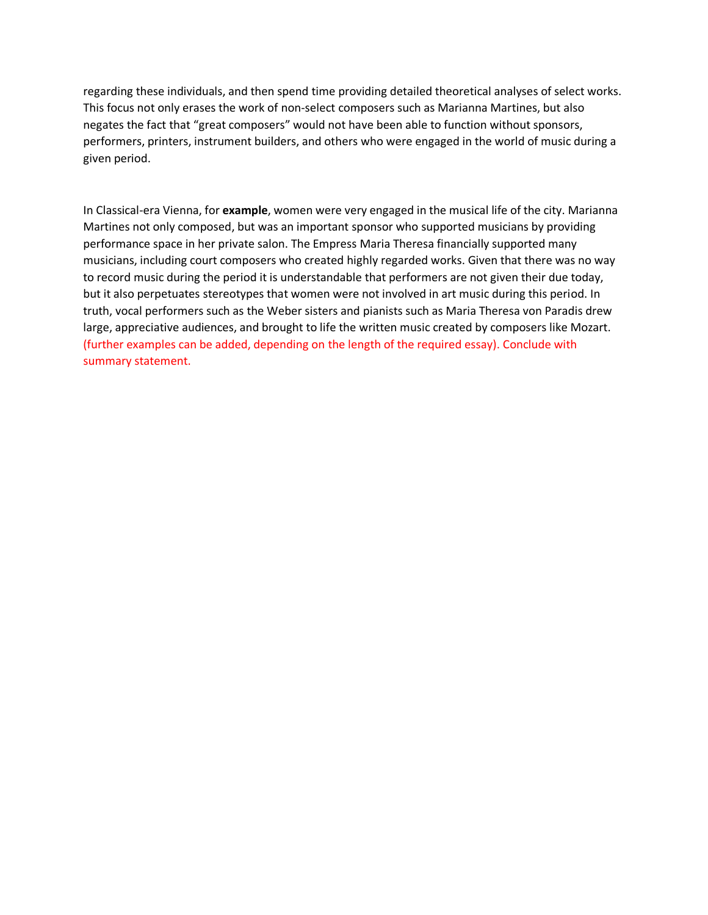regarding these individuals, and then spend time providing detailed theoretical analyses of select works. This focus not only erases the work of non-select composers such as Marianna Martines, but also negates the fact that "great composers" would not have been able to function without sponsors, performers, printers, instrument builders, and others who were engaged in the world of music during a given period.

In Classical-era Vienna, for **example**, women were very engaged in the musical life of the city. Marianna Martines not only composed, but was an important sponsor who supported musicians by providing performance space in her private salon. The Empress Maria Theresa financially supported many musicians, including court composers who created highly regarded works. Given that there was no way to record music during the period it is understandable that performers are not given their due today, but it also perpetuates stereotypes that women were not involved in art music during this period. In truth, vocal performers such as the Weber sisters and pianists such as Maria Theresa von Paradis drew large, appreciative audiences, and brought to life the written music created by composers like Mozart. (further examples can be added, depending on the length of the required essay). Conclude with summary statement.